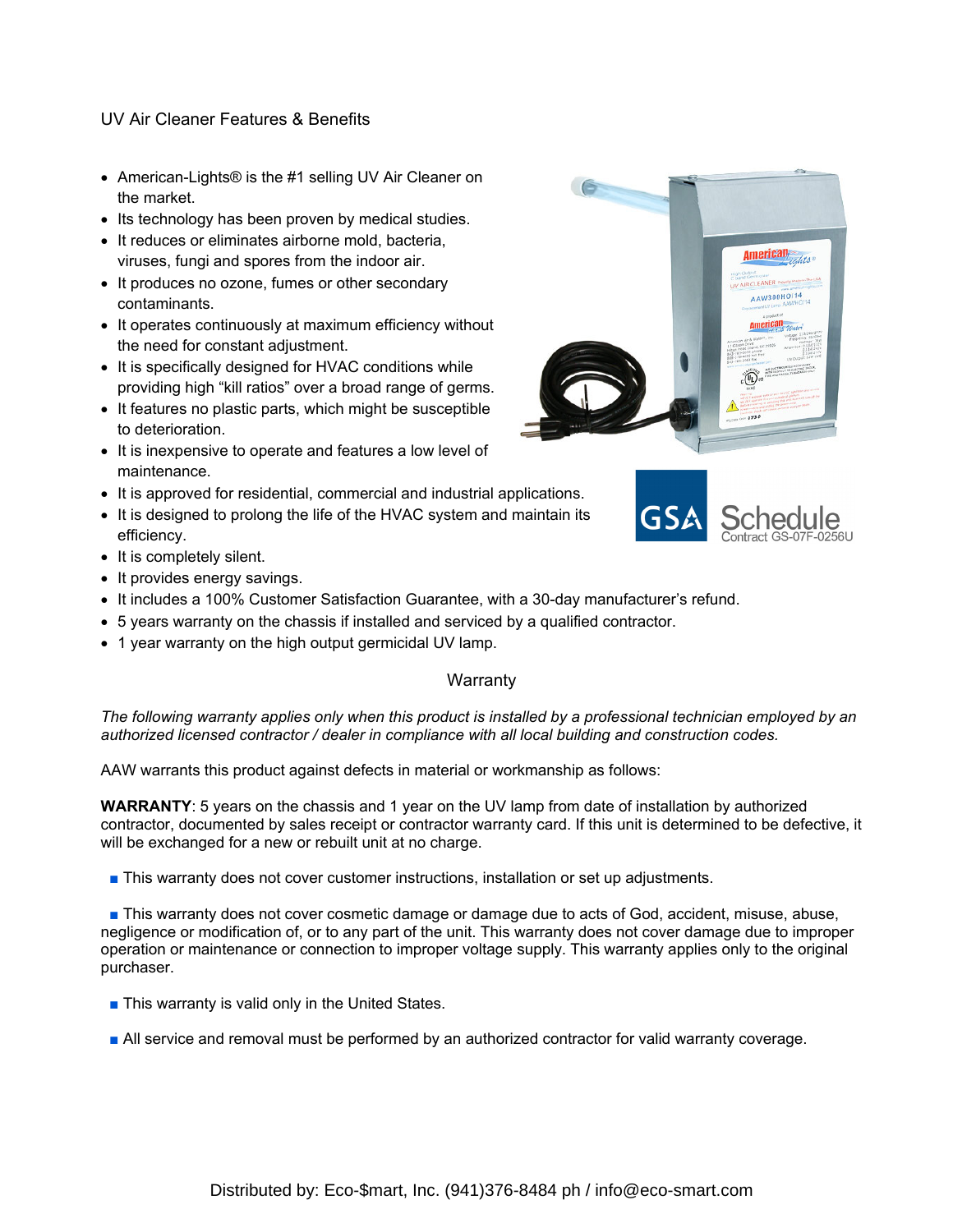# UV Air Cleaner Features & Benefits

- American-Lights® is the #1 selling UV Air Cleaner on the market.
- Its technology has been proven by medical studies.
- It reduces or eliminates airborne mold, bacteria, viruses, fungi and spores from the indoor air.
- It produces no ozone, fumes or other secondary contaminants.
- It operates continuously at maximum efficiency without the need for constant adjustment.
- It is specifically designed for HVAC conditions while providing high "kill ratios" over a broad range of germs.
- It features no plastic parts, which might be susceptible to deterioration.
- It is inexpensive to operate and features a low level of maintenance.
- It is approved for residential, commercial and industrial applications.
- It is designed to prolong the life of the HVAC system and maintain its efficiency.
- It is completely silent.
- It provides energy savings.
- It includes a 100% Customer Satisfaction Guarantee, with a 30-day manufacturer's refund.
- 5 years warranty on the chassis if installed and serviced by a qualified contractor.
- 1 year warranty on the high output germicidal UV lamp.

GSA Schedule
Contract GS-07F-0256U

## Warranty

*The following warranty applies only when this product is installed by a professional technician employed by an authorized licensed contractor / dealer in compliance with all local building and construction codes.*

AAW warrants this product against defects in material or workmanship as follows:

**WARRANTY**: 5 years on the chassis and 1 year on the UV lamp from date of installation by authorized contractor, documented by sales receipt or contractor warranty card. If this unit is determined to be defective, it will be exchanged for a new or rebuilt unit at no charge.

- This warranty does not cover customer instructions, installation or set up adjustments.
- This warranty does not cover cosmetic damage or damage due to acts of God, accident, misuse, abuse, negligence or modification of, or to any part of the unit. This warranty does not cover damage due to improper operation or maintenance or connection to improper voltage supply. This warranty applies only to the original purchaser.
- This warranty is valid only in the United States.
- All service and removal must be performed by an authorized contractor for valid warranty coverage.

Distributed by: Eco-$mart, Inc. (941)376-8484 ph / info@eco-smart.com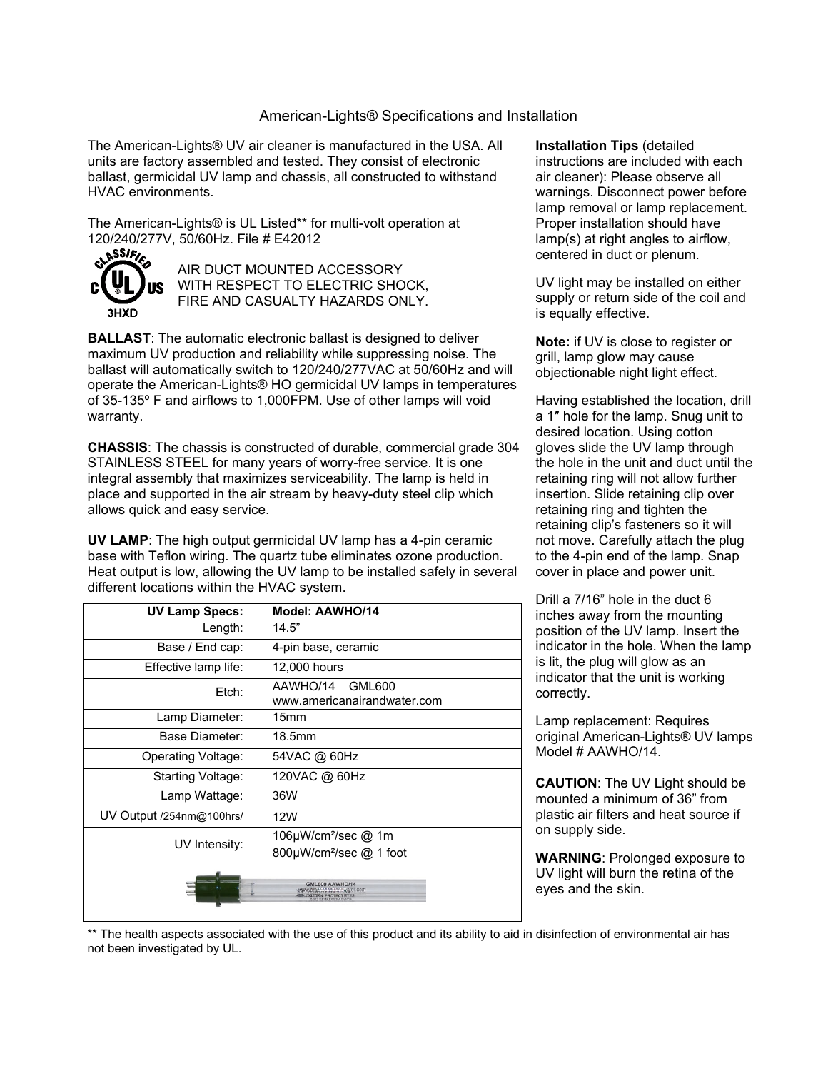# American-Lights® Specifications and Installation

The American-Lights® UV air cleaner is manufactured in the USA. All units are factory assembled and tested. They consist of electronic ballast, germicidal UV lamp and chassis, all constructed to withstand HVAC environments.

The American-Lights® is UL Listed** for multi-volt operation at 120/240/277V, 50/60Hz. File # E42012

CLASSIFIED c UL US 3HXD

AIR DUCT MOUNTED ACCESSORY WITH RESPECT TO ELECTRIC SHOCK, FIRE AND CASUALTY HAZARDS ONLY.

**BALLAST**: The automatic electronic ballast is designed to deliver maximum UV production and reliability while suppressing noise. The ballast will automatically switch to 120/240/277VAC at 50/60Hz and will operate the American-Lights® HO germicidal UV lamps in temperatures of 35-135º F and airflows to 1,000FPM. Use of other lamps will void warranty.

**CHASSIS**: The chassis is constructed of durable, commercial grade 304 STAINLESS STEEL for many years of worry-free service. It is one integral assembly that maximizes serviceability. The lamp is held in place and supported in the air stream by heavy-duty steel clip which allows quick and easy service.

**UV LAMP**: The high output germicidal UV lamp has a 4-pin ceramic base with Teflon wiring. The quartz tube eliminates ozone production. Heat output is low, allowing the UV lamp to be installed safely in several different locations within the HVAC system.

| UV Lamp Specs: | Model: AAWHO/14 |
|---|---|
| Length: | 14.5” |
| Base / End cap: | 4-pin base, ceramic |
| Effective lamp life: | 12,000 hours |
| Etch: | AAWHO/14 GML600 www.americanairandwater.com |
| Lamp Diameter: | 15mm |
| Base Diameter: | 18.5mm |
| Operating Voltage: | 54VAC @ 60Hz |
| Starting Voltage: | 120VAC @ 60Hz |
| Lamp Wattage: | 36W |
| UV Output /254nm@100hrs/ | 12W |
| UV Intensity: | 106µW/cm²/sec @ 1m<br>800µW/cm²/sec @ 1 foot |

**Installation Tips** (detailed instructions are included with each air cleaner): Please observe all warnings. Disconnect power before lamp removal or lamp replacement. Proper installation should have lamp(s) at right angles to airflow, centered in duct or plenum.

UV light may be installed on either supply or return side of the coil and is equally effective.

**Note:** if UV is close to register or grill, lamp glow may cause objectionable night light effect.

Having established the location, drill a 1″ hole for the lamp. Snug unit to desired location. Using cotton gloves slide the UV lamp through the hole in the unit and duct until the retaining ring will not allow further insertion. Slide retaining clip over retaining ring and tighten the retaining clip’s fasteners so it will not move. Carefully attach the plug to the 4-pin end of the lamp. Snap cover in place and power unit.

Drill a 7/16” hole in the duct 6 inches away from the mounting position of the UV lamp. Insert the indicator in the hole. When the lamp is lit, the plug will glow as an indicator that the unit is working correctly.

Lamp replacement: Requires original American-Lights® UV lamps Model # AAWHO/14.

**CAUTION**: The UV Light should be mounted a minimum of 36” from plastic air filters and heat source if on supply side.

**WARNING**: Prolonged exposure to UV light will burn the retina of the eyes and the skin.

** The health aspects associated with the use of this product and its ability to aid in disinfection of environmental air has not been investigated by UL.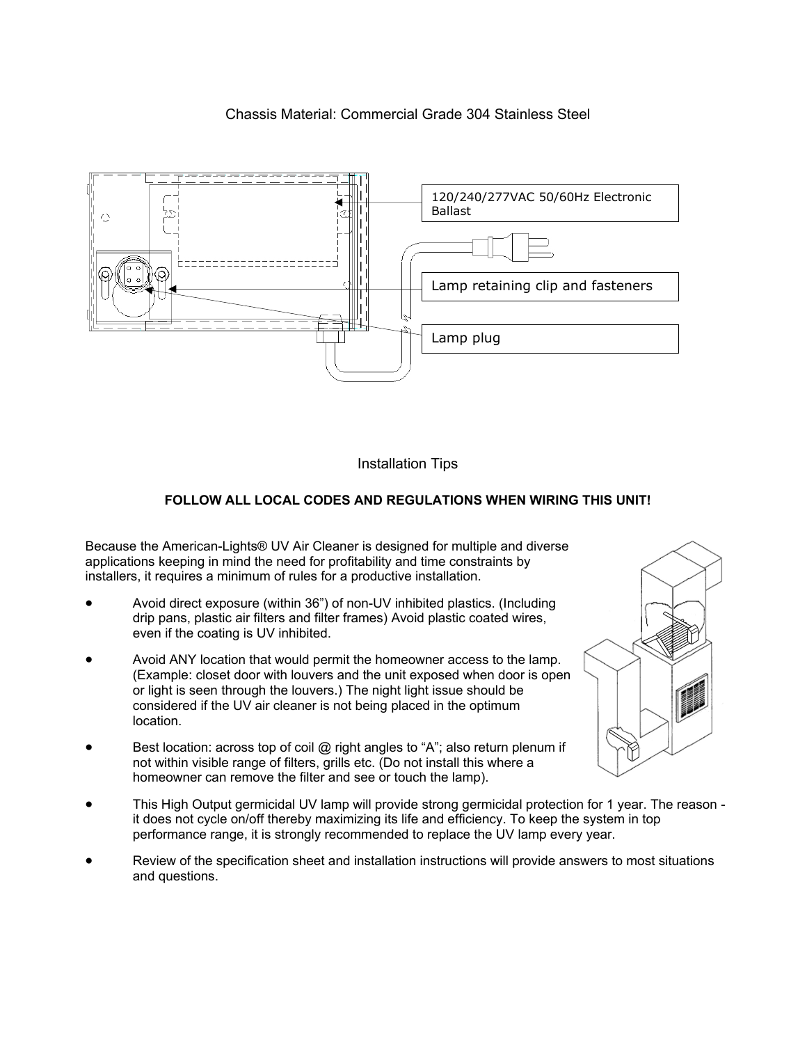Chassis Material: Commercial Grade 304 Stainless Steel

120/240/277VAC 50/60Hz Electronic Ballast

Lamp retaining clip and fasteners

Lamp plug

## Installation Tips

**FOLLOW ALL LOCAL CODES AND REGULATIONS WHEN WIRING THIS UNIT!**

Because the American-Lights® UV Air Cleaner is designed for multiple and diverse applications keeping in mind the need for profitability and time constraints by installers, it requires a minimum of rules for a productive installation.

- Avoid direct exposure (within 36”) of non-UV inhibited plastics. (Including drip pans, plastic air filters and filter frames) Avoid plastic coated wires, even if the coating is UV inhibited.
- Avoid ANY location that would permit the homeowner access to the lamp. (Example: closet door with louvers and the unit exposed when door is open or light is seen through the louvers.) The night light issue should be considered if the UV air cleaner is not being placed in the optimum location.
- Best location: across top of coil @ right angles to “A”; also return plenum if not within visible range of filters, grills etc. (Do not install this where a homeowner can remove the filter and see or touch the lamp).
- This High Output germicidal UV lamp will provide strong germicidal protection for 1 year. The reason - it does not cycle on/off thereby maximizing its life and efficiency. To keep the system in top performance range, it is strongly recommended to replace the UV lamp every year.
- Review of the specification sheet and installation instructions will provide answers to most situations and questions.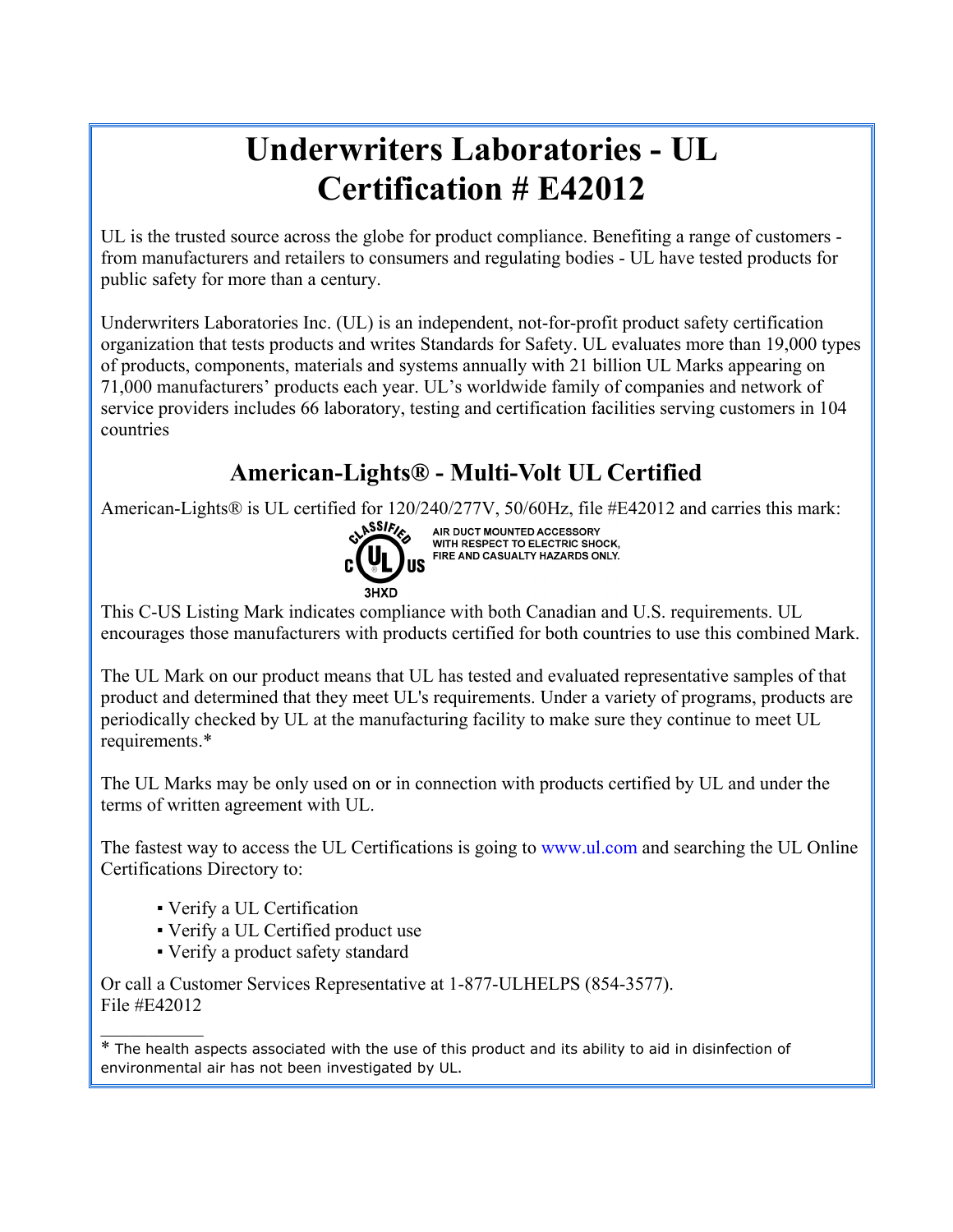# Underwriters Laboratories - UL Certification # E42012

UL is the trusted source across the globe for product compliance. Benefiting a range of customers - from manufacturers and retailers to consumers and regulating bodies - UL have tested products for public safety for more than a century.

Underwriters Laboratories Inc. (UL) is an independent, not-for-profit product safety certification organization that tests products and writes Standards for Safety. UL evaluates more than 19,000 types of products, components, materials and systems annually with 21 billion UL Marks appearing on 71,000 manufacturers' products each year. UL's worldwide family of companies and network of service providers includes 66 laboratory, testing and certification facilities serving customers in 104 countries

## American-Lights® - Multi-Volt UL Certified

American-Lights® is UL certified for 120/240/277V, 50/60Hz, file #E42012 and carries this mark:

CLASSIFIED C UL US 3HXD

AIR DUCT MOUNTED ACCESSORY WITH RESPECT TO ELECTRIC SHOCK, FIRE AND CASUALTY HAZARDS ONLY.

This C-US Listing Mark indicates compliance with both Canadian and U.S. requirements. UL encourages those manufacturers with products certified for both countries to use this combined Mark.

The UL Mark on our product means that UL has tested and evaluated representative samples of that product and determined that they meet UL's requirements. Under a variety of programs, products are periodically checked by UL at the manufacturing facility to make sure they continue to meet UL requirements.*

The UL Marks may be only used on or in connection with products certified by UL and under the terms of written agreement with UL.

The fastest way to access the UL Certifications is going to www.ul.com and searching the UL Online Certifications Directory to:

- Verify a UL Certification
- Verify a UL Certified product use
- Verify a product safety standard

Or call a Customer Services Representative at 1-877-ULHELPS (854-3577).
File #E42012

---

* The health aspects associated with the use of this product and its ability to aid in disinfection of environmental air has not been investigated by UL.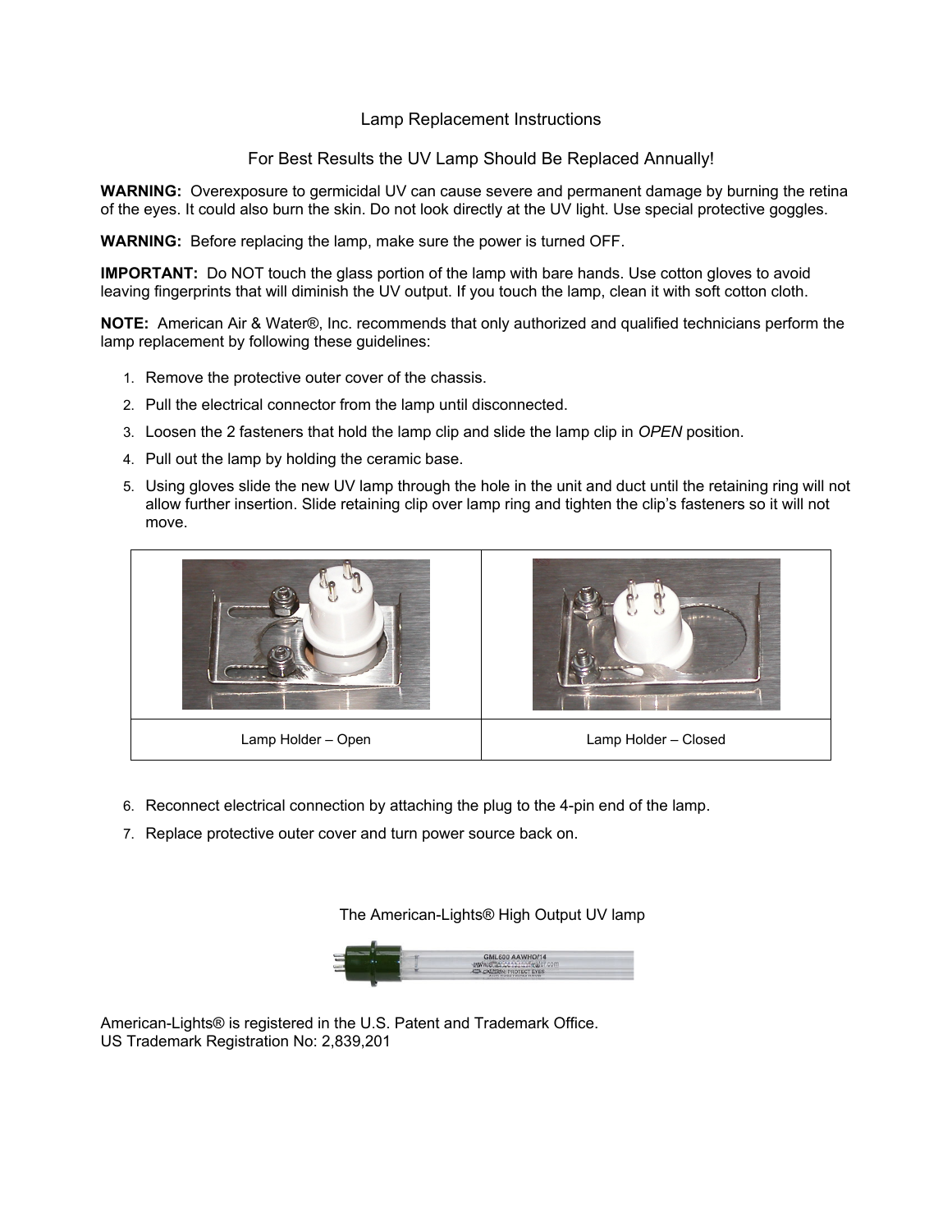# Lamp Replacement Instructions

## For Best Results the UV Lamp Should Be Replaced Annually!

**WARNING:** Overexposure to germicidal UV can cause severe and permanent damage by burning the retina of the eyes. It could also burn the skin. Do not look directly at the UV light. Use special protective goggles.

**WARNING:** Before replacing the lamp, make sure the power is turned OFF.

**IMPORTANT:** Do NOT touch the glass portion of the lamp with bare hands. Use cotton gloves to avoid leaving fingerprints that will diminish the UV output. If you touch the lamp, clean it with soft cotton cloth.

**NOTE:** American Air & Water®, Inc. recommends that only authorized and qualified technicians perform the lamp replacement by following these guidelines:

1. Remove the protective outer cover of the chassis.
2. Pull the electrical connector from the lamp until disconnected.
3. Loosen the 2 fasteners that hold the lamp clip and slide the lamp clip in *OPEN* position.
4. Pull out the lamp by holding the ceramic base.
5. Using gloves slide the new UV lamp through the hole in the unit and duct until the retaining ring will not allow further insertion. Slide retaining clip over lamp ring and tighten the clip's fasteners so it will not move.

| | |
|---|---|
| Lamp Holder – Open | Lamp Holder – Closed |

6. Reconnect electrical connection by attaching the plug to the 4-pin end of the lamp.
7. Replace protective outer cover and turn power source back on.

The American-Lights® High Output UV lamp

American-Lights® is registered in the U.S. Patent and Trademark Office.
US Trademark Registration No: 2,839,201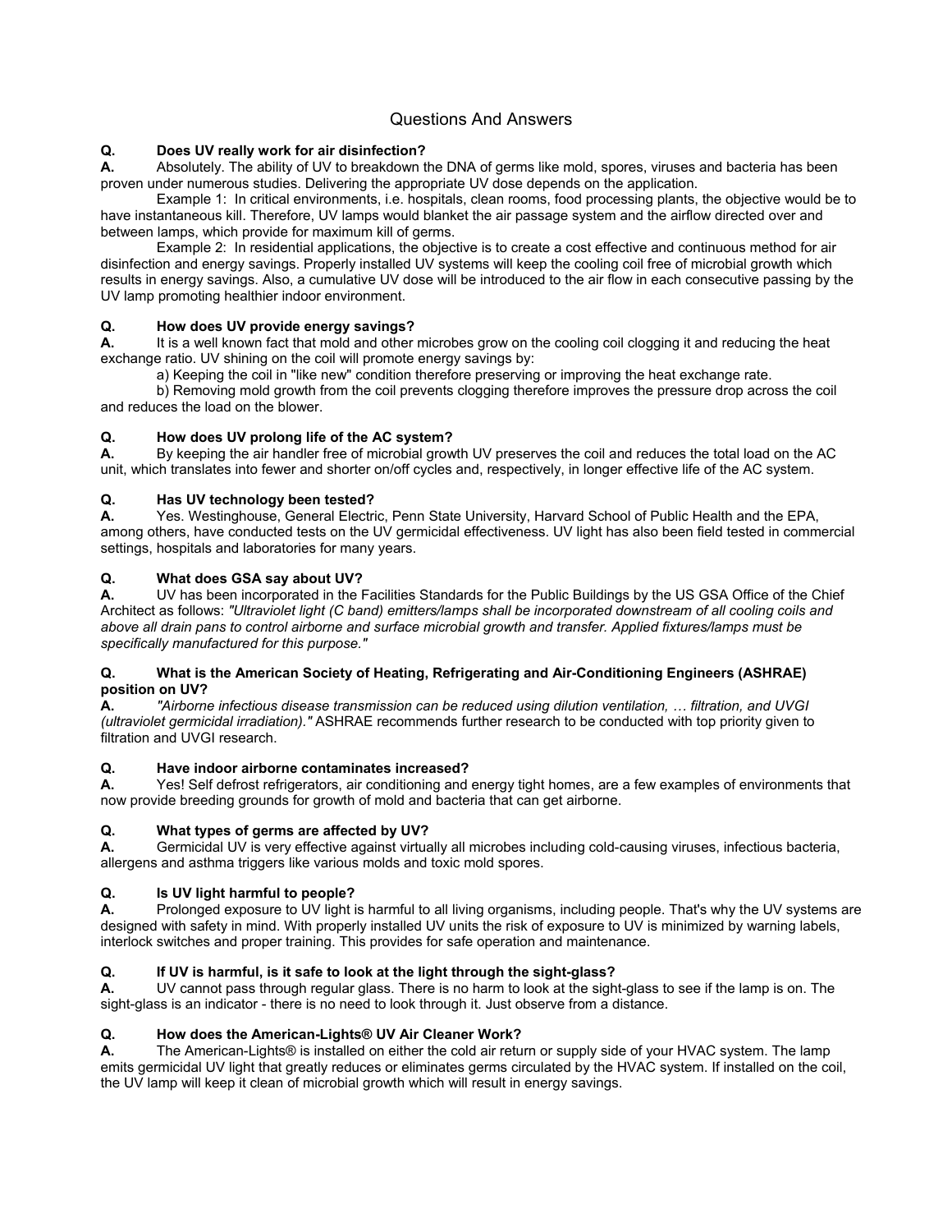# Questions And Answers

**Q. Does UV really work for air disinfection?**

**A.** Absolutely. The ability of UV to breakdown the DNA of germs like mold, spores, viruses and bacteria has been proven under numerous studies. Delivering the appropriate UV dose depends on the application.

Example 1: In critical environments, i.e. hospitals, clean rooms, food processing plants, the objective would be to have instantaneous kill. Therefore, UV lamps would blanket the air passage system and the airflow directed over and between lamps, which provide for maximum kill of germs.

Example 2: In residential applications, the objective is to create a cost effective and continuous method for air disinfection and energy savings. Properly installed UV systems will keep the cooling coil free of microbial growth which results in energy savings. Also, a cumulative UV dose will be introduced to the air flow in each consecutive passing by the UV lamp promoting healthier indoor environment.

**Q. How does UV provide energy savings?**

**A.** It is a well known fact that mold and other microbes grow on the cooling coil clogging it and reducing the heat exchange ratio. UV shining on the coil will promote energy savings by:

a) Keeping the coil in "like new" condition therefore preserving or improving the heat exchange rate.

b) Removing mold growth from the coil prevents clogging therefore improves the pressure drop across the coil and reduces the load on the blower.

**Q. How does UV prolong life of the AC system?**

**A.** By keeping the air handler free of microbial growth UV preserves the coil and reduces the total load on the AC unit, which translates into fewer and shorter on/off cycles and, respectively, in longer effective life of the AC system.

**Q. Has UV technology been tested?**

**A.** Yes. Westinghouse, General Electric, Penn State University, Harvard School of Public Health and the EPA, among others, have conducted tests on the UV germicidal effectiveness. UV light has also been field tested in commercial settings, hospitals and laboratories for many years.

**Q. What does GSA say about UV?**

**A.** UV has been incorporated in the Facilities Standards for the Public Buildings by the US GSA Office of the Chief Architect as follows: *"Ultraviolet light (C band) emitters/lamps shall be incorporated downstream of all cooling coils and above all drain pans to control airborne and surface microbial growth and transfer. Applied fixtures/lamps must be specifically manufactured for this purpose."*

**Q. What is the American Society of Heating, Refrigerating and Air-Conditioning Engineers (ASHRAE) position on UV?**

**A.** *"Airborne infectious disease transmission can be reduced using dilution ventilation, … filtration, and UVGI (ultraviolet germicidal irradiation)."* ASHRAE recommends further research to be conducted with top priority given to filtration and UVGI research.

**Q. Have indoor airborne contaminates increased?**

**A.** Yes! Self defrost refrigerators, air conditioning and energy tight homes, are a few examples of environments that now provide breeding grounds for growth of mold and bacteria that can get airborne.

**Q. What types of germs are affected by UV?**

**A.** Germicidal UV is very effective against virtually all microbes including cold-causing viruses, infectious bacteria, allergens and asthma triggers like various molds and toxic mold spores.

**Q. Is UV light harmful to people?**

**A.** Prolonged exposure to UV light is harmful to all living organisms, including people. That's why the UV systems are designed with safety in mind. With properly installed UV units the risk of exposure to UV is minimized by warning labels, interlock switches and proper training. This provides for safe operation and maintenance.

**Q. If UV is harmful, is it safe to look at the light through the sight-glass?**

**A.** UV cannot pass through regular glass. There is no harm to look at the sight-glass to see if the lamp is on. The sight-glass is an indicator - there is no need to look through it. Just observe from a distance.

**Q. How does the American-Lights® UV Air Cleaner Work?**

**A.** The American-Lights® is installed on either the cold air return or supply side of your HVAC system. The lamp emits germicidal UV light that greatly reduces or eliminates germs circulated by the HVAC system. If installed on the coil, the UV lamp will keep it clean of microbial growth which will result in energy savings.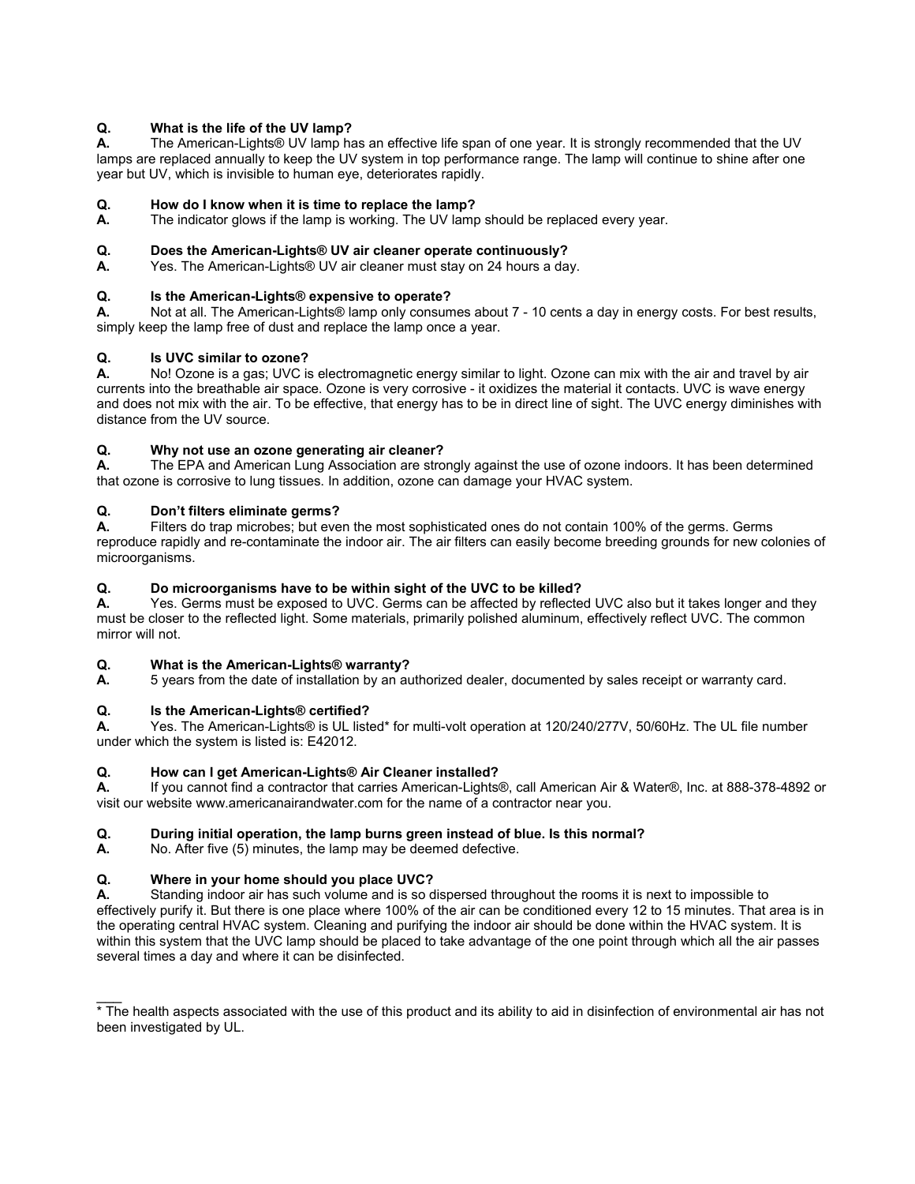**Q. What is the life of the UV lamp?**
**A.** The American-Lights® UV lamp has an effective life span of one year. It is strongly recommended that the UV lamps are replaced annually to keep the UV system in top performance range. The lamp will continue to shine after one year but UV, which is invisible to human eye, deteriorates rapidly.

**Q. How do I know when it is time to replace the lamp?**
**A.** The indicator glows if the lamp is working. The UV lamp should be replaced every year.

**Q. Does the American-Lights® UV air cleaner operate continuously?**
**A.** Yes. The American-Lights® UV air cleaner must stay on 24 hours a day.

**Q. Is the American-Lights® expensive to operate?**
**A.** Not at all. The American-Lights® lamp only consumes about 7 - 10 cents a day in energy costs. For best results, simply keep the lamp free of dust and replace the lamp once a year.

**Q. Is UVC similar to ozone?**
**A.** No! Ozone is a gas; UVC is electromagnetic energy similar to light. Ozone can mix with the air and travel by air currents into the breathable air space. Ozone is very corrosive - it oxidizes the material it contacts. UVC is wave energy and does not mix with the air. To be effective, that energy has to be in direct line of sight. The UVC energy diminishes with distance from the UV source.

**Q. Why not use an ozone generating air cleaner?**
**A.** The EPA and American Lung Association are strongly against the use of ozone indoors. It has been determined that ozone is corrosive to lung tissues. In addition, ozone can damage your HVAC system.

**Q. Don't filters eliminate germs?**
**A.** Filters do trap microbes; but even the most sophisticated ones do not contain 100% of the germs. Germs reproduce rapidly and re-contaminate the indoor air. The air filters can easily become breeding grounds for new colonies of microorganisms.

**Q. Do microorganisms have to be within sight of the UVC to be killed?**
**A.** Yes. Germs must be exposed to UVC. Germs can be affected by reflected UVC also but it takes longer and they must be closer to the reflected light. Some materials, primarily polished aluminum, effectively reflect UVC. The common mirror will not.

**Q. What is the American-Lights® warranty?**
**A.** 5 years from the date of installation by an authorized dealer, documented by sales receipt or warranty card.

**Q. Is the American-Lights® certified?**
**A.** Yes. The American-Lights® is UL listed* for multi-volt operation at 120/240/277V, 50/60Hz. The UL file number under which the system is listed is: E42012.

**Q. How can I get American-Lights® Air Cleaner installed?**
**A.** If you cannot find a contractor that carries American-Lights®, call American Air & Water®, Inc. at 888-378-4892 or visit our website www.americanairandwater.com for the name of a contractor near you.

**Q. During initial operation, the lamp burns green instead of blue. Is this normal?**
**A.** No. After five (5) minutes, the lamp may be deemed defective.

**Q. Where in your home should you place UVC?**
**A.** Standing indoor air has such volume and is so dispersed throughout the rooms it is next to impossible to effectively purify it. But there is one place where 100% of the air can be conditioned every 12 to 15 minutes. That area is in the operating central HVAC system. Cleaning and purifying the indoor air should be done within the HVAC system. It is within this system that the UVC lamp should be placed to take advantage of the one point through which all the air passes several times a day and where it can be disinfected.

---

* The health aspects associated with the use of this product and its ability to aid in disinfection of environmental air has not been investigated by UL.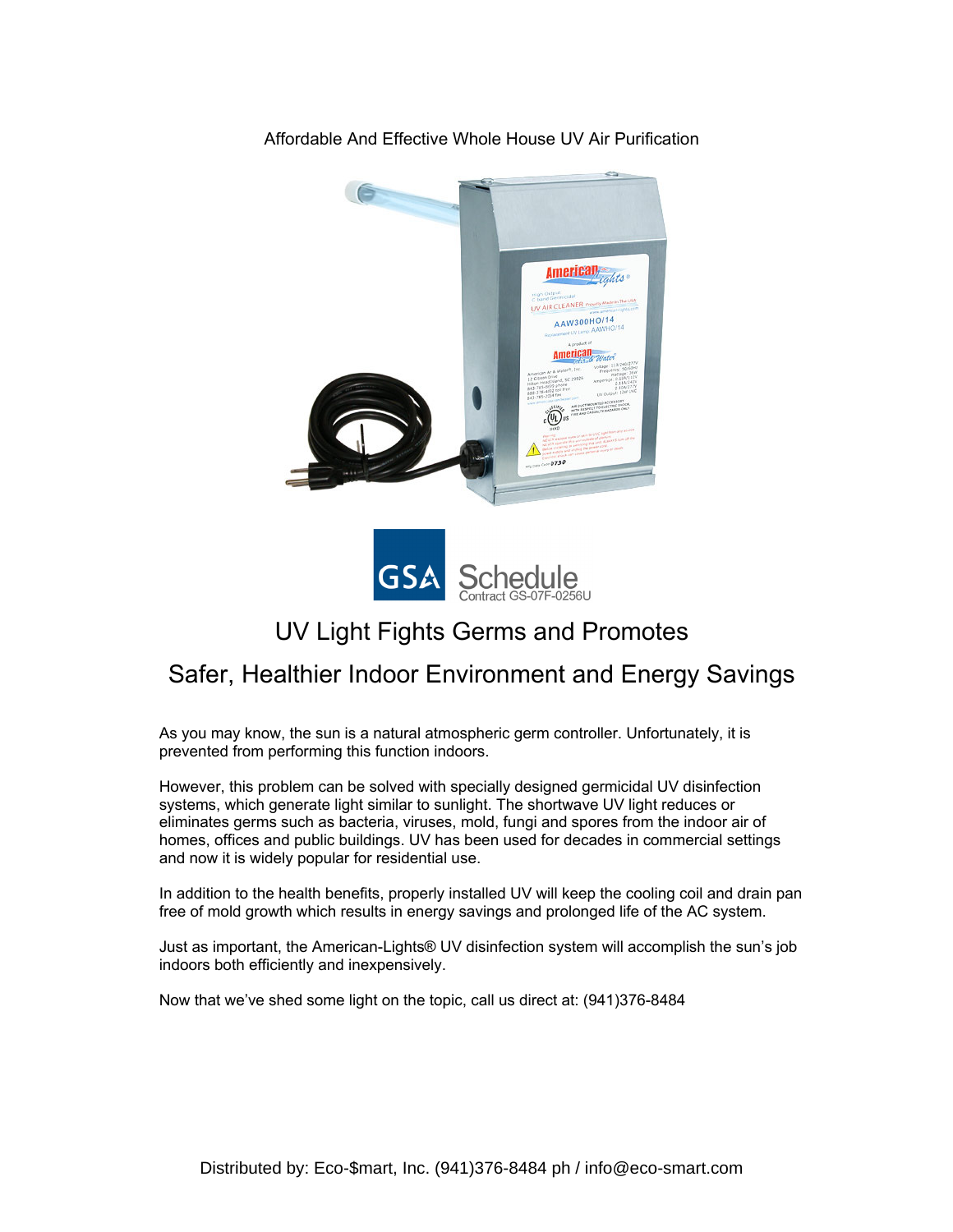Affordable And Effective Whole House UV Air Purification

GSA Schedule
Contract GS-07F-0256U

# UV Light Fights Germs and Promotes

# Safer, Healthier Indoor Environment and Energy Savings

As you may know, the sun is a natural atmospheric germ controller. Unfortunately, it is prevented from performing this function indoors.

However, this problem can be solved with specially designed germicidal UV disinfection systems, which generate light similar to sunlight. The shortwave UV light reduces or eliminates germs such as bacteria, viruses, mold, fungi and spores from the indoor air of homes, offices and public buildings. UV has been used for decades in commercial settings and now it is widely popular for residential use.

In addition to the health benefits, properly installed UV will keep the cooling coil and drain pan free of mold growth which results in energy savings and prolonged life of the AC system.

Just as important, the American-Lights® UV disinfection system will accomplish the sun's job indoors both efficiently and inexpensively.

Now that we've shed some light on the topic, call us direct at: (941)376-8484

Distributed by: Eco-$mart, Inc. (941)376-8484 ph / info@eco-smart.com